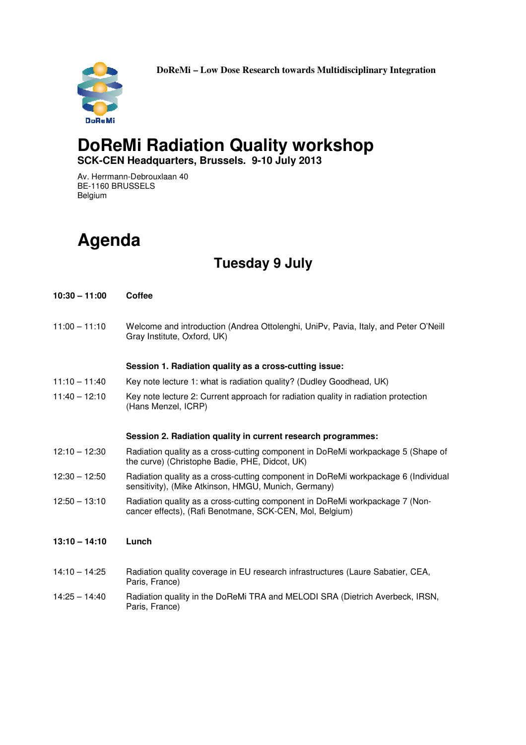**DoReMi – Low Dose Research towards Multidisciplinary Integration**

# DoReMi Radiation Quality workshop

**SCK-CEN Headquarters, Brussels. 9-10 July 2013**

Av. Herrmann-Debrouxlaan 40
BE-1160 BRUSSELS
Belgium

# Agenda

## Tuesday 9 July

**10:30 – 11:00** **Coffee**

11:00 – 11:10 Welcome and introduction (Andrea Ottolenghi, UniPv, Pavia, Italy, and Peter O'Neill Gray Institute, Oxford, UK)

**Session 1. Radiation quality as a cross-cutting issue:**

11:10 – 11:40 Key note lecture 1: what is radiation quality? (Dudley Goodhead, UK)

11:40 – 12:10 Key note lecture 2: Current approach for radiation quality in radiation protection (Hans Menzel, ICRP)

**Session 2. Radiation quality in current research programmes:**

12:10 – 12:30 Radiation quality as a cross-cutting component in DoReMi workpackage 5 (Shape of the curve) (Christophe Badie, PHE, Didcot, UK)

12:30 – 12:50 Radiation quality as a cross-cutting component in DoReMi workpackage 6 (Individual sensitivity), (Mike Atkinson, HMGU, Munich, Germany)

12:50 – 13:10 Radiation quality as a cross-cutting component in DoReMi workpackage 7 (Non-cancer effects), (Rafi Benotmane, SCK-CEN, Mol, Belgium)

**13:10 – 14:10** **Lunch**

14:10 – 14:25 Radiation quality coverage in EU research infrastructures (Laure Sabatier, CEA, Paris, France)

14:25 – 14:40 Radiation quality in the DoReMi TRA and MELODI SRA (Dietrich Averbeck, IRSN, Paris, France)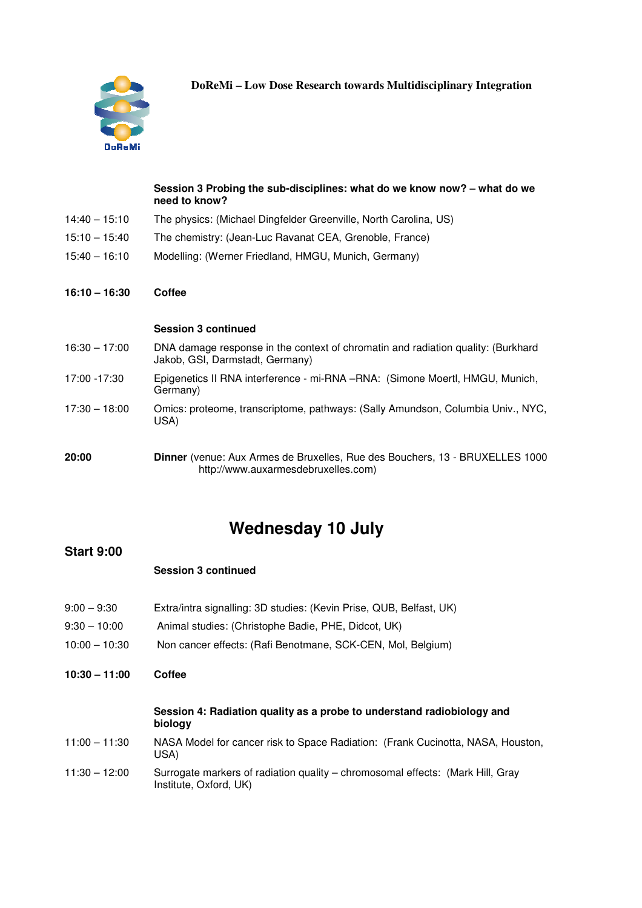DoReMi – Low Dose Research towards Multidisciplinary Integration

**Session 3 Probing the sub-disciplines: what do we know now? – what do we need to know?**

14:40 – 15:10 The physics: (Michael Dingfelder Greenville, North Carolina, US)

15:10 – 15:40 The chemistry: (Jean-Luc Ravanat CEA, Grenoble, France)

15:40 – 16:10 Modelling: (Werner Friedland, HMGU, Munich, Germany)

**16:10 – 16:30 Coffee**

**Session 3 continued**

16:30 – 17:00 DNA damage response in the context of chromatin and radiation quality: (Burkhard Jakob, GSI, Darmstadt, Germany)

17:00 -17:30 Epigenetics II RNA interference - mi-RNA –RNA: (Simone Moertl, HMGU, Munich, Germany)

17:30 – 18:00 Omics: proteome, transcriptome, pathways: (Sally Amundson, Columbia Univ., NYC, USA)

**20:00** **Dinner** (venue: Aux Armes de Bruxelles, Rue des Bouchers, 13 - BRUXELLES 1000 http://www.auxarmesdebruxelles.com)

# Wednesday 10 July

## Start 9:00

**Session 3 continued**

9:00 – 9:30 Extra/intra signalling: 3D studies: (Kevin Prise, QUB, Belfast, UK)

9:30 – 10:00 Animal studies: (Christophe Badie, PHE, Didcot, UK)

10:00 – 10:30 Non cancer effects: (Rafi Benotmane, SCK-CEN, Mol, Belgium)

**10:30 – 11:00 Coffee**

**Session 4: Radiation quality as a probe to understand radiobiology and biology**

11:00 – 11:30 NASA Model for cancer risk to Space Radiation: (Frank Cucinotta, NASA, Houston, USA)

11:30 – 12:00 Surrogate markers of radiation quality – chromosomal effects: (Mark Hill, Gray Institute, Oxford, UK)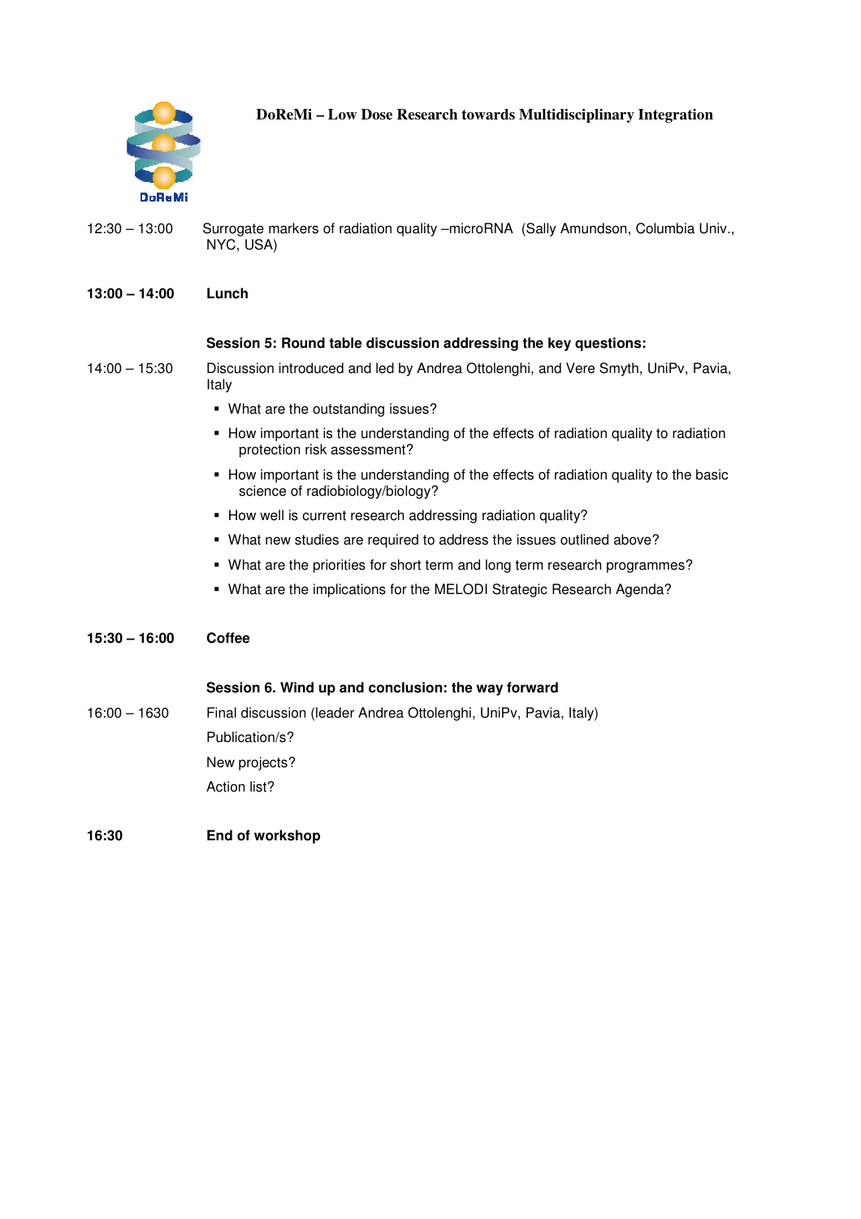**DoReMi – Low Dose Research towards Multidisciplinary Integration**

| | |
|---|---|
| 12:30 – 13:00 | Surrogate markers of radiation quality –microRNA (Sally Amundson, Columbia Univ., NYC, USA) |
| **13:00 – 14:00** | **Lunch** |

**Session 5: Round table discussion addressing the key questions:**

14:00 – 15:30 Discussion introduced and led by Andrea Ottolenghi, and Vere Smyth, UniPv, Pavia, Italy

- What are the outstanding issues?
- How important is the understanding of the effects of radiation quality to radiation protection risk assessment?
- How important is the understanding of the effects of radiation quality to the basic science of radiobiology/biology?
- How well is current research addressing radiation quality?
- What new studies are required to address the issues outlined above?
- What are the priorities for short term and long term research programmes?
- What are the implications for the MELODI Strategic Research Agenda?

**15:30 – 16:00** **Coffee**

**Session 6. Wind up and conclusion: the way forward**

16:00 – 1630 Final discussion (leader Andrea Ottolenghi, UniPv, Pavia, Italy)

Publication/s?

New projects?

Action list?

**16:30** **End of workshop**